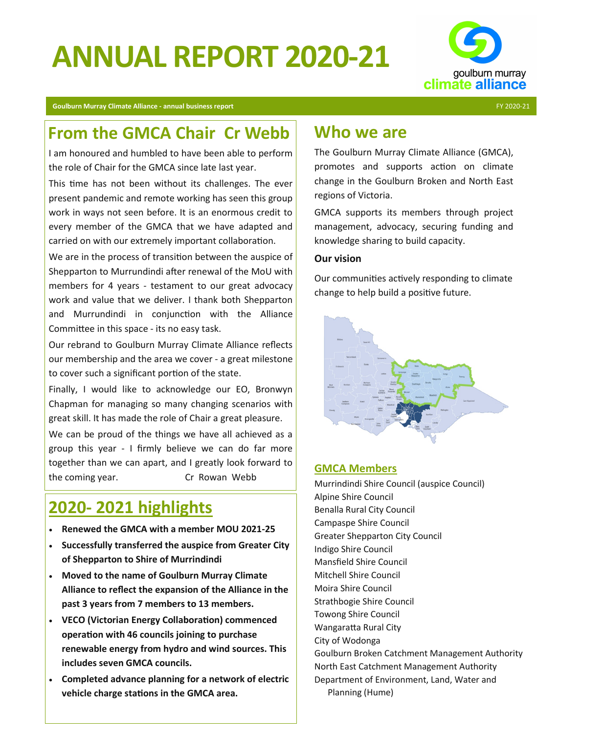# ANNUAL REPORT 2020-21

goulburn murray climate alliance

**Goulburn Murray Climate Alliance - annual business report** FY 2020-21

## From the GMCA Chair Cr Webb

I am honoured and humbled to have been able to perform the role of Chair for the GMCA since late last year.

This time has not been without its challenges. The ever present pandemic and remote working has seen this group work in ways not seen before. It is an enormous credit to every member of the GMCA that we have adapted and carried on with our extremely important collaboration.

We are in the process of transition between the auspice of Shepparton to Murrundindi after renewal of the MoU with members for 4 years - testament to our great advocacy work and value that we deliver. I thank both Shepparton and Murrundindi in conjunction with the Alliance Committee in this space - its no easy task.

Our rebrand to Goulburn Murray Climate Alliance reflects our membership and the area we cover - a great milestone to cover such a significant portion of the state.

Finally, I would like to acknowledge our EO, Bronwyn Chapman for managing so many changing scenarios with great skill. It has made the role of Chair a great pleasure.

We can be proud of the things we have all achieved as a group this year - I firmly believe we can do far more together than we can apart, and I greatly look forward to the coming year. Cr Rowan Webb

## 2020- 2021 highlights

- **Renewed the GMCA with a member MOU 2021-25**
- **Successfully transferred the auspice from Greater City of Shepparton to Shire of Murrindindi**
- **Moved to the name of Goulburn Murray Climate Alliance to reflect the expansion of the Alliance in the past 3 years from 7 members to 13 members.**
- **VECO (Victorian Energy Collaboration) commenced operation with 46 councils joining to purchase renewable energy from hydro and wind sources. This includes seven GMCA councils.**
- **Completed advance planning for a network of electric vehicle charge stations in the GMCA area.**

## Who we are

The Goulburn Murray Climate Alliance (GMCA), promotes and supports action on climate change in the Goulburn Broken and North East regions of Victoria.

GMCA supports its members through project management, advocacy, securing funding and knowledge sharing to build capacity.

**Our vision**

Our communities actively responding to climate change to help build a positive future.

### GMCA Members

Murrindindi Shire Council (auspice Council)
Alpine Shire Council
Benalla Rural City Council
Campaspe Shire Council
Greater Shepparton City Council
Indigo Shire Council
Mansfield Shire Council
Mitchell Shire Council
Moira Shire Council
Strathbogie Shire Council
Towong Shire Council
Wangaratta Rural City
City of Wodonga
Goulburn Broken Catchment Management Authority
North East Catchment Management Authority
Department of Environment, Land, Water and Planning (Hume)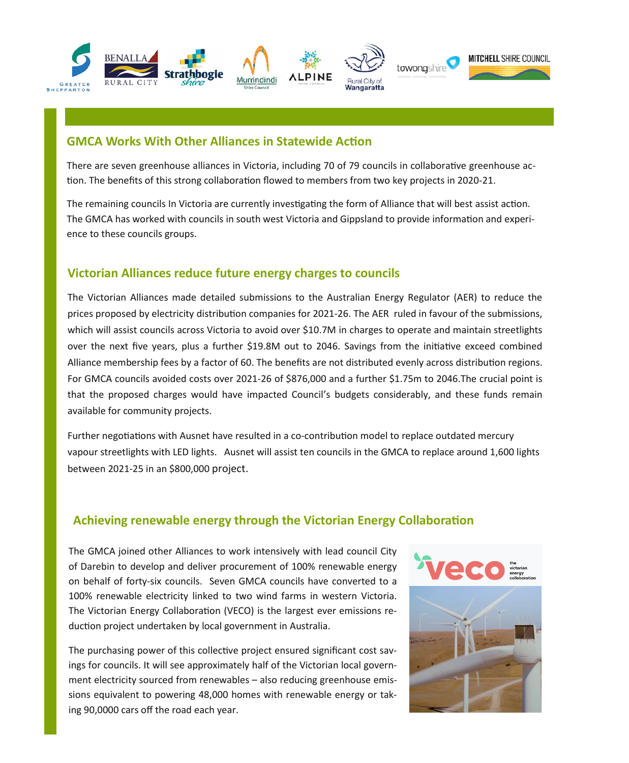## GMCA Works With Other Alliances in Statewide Action

There are seven greenhouse alliances in Victoria, including 70 of 79 councils in collaborative greenhouse action. The benefits of this strong collaboration flowed to members from two key projects in 2020-21.

The remaining councils In Victoria are currently investigating the form of Alliance that will best assist action. The GMCA has worked with councils in south west Victoria and Gippsland to provide information and experience to these councils groups.

## Victorian Alliances reduce future energy charges to councils

The Victorian Alliances made detailed submissions to the Australian Energy Regulator (AER) to reduce the prices proposed by electricity distribution companies for 2021-26. The AER ruled in favour of the submissions, which will assist councils across Victoria to avoid over $10.7M in charges to operate and maintain streetlights over the next five years, plus a further $19.8M out to 2046. Savings from the initiative exceed combined Alliance membership fees by a factor of 60. The benefits are not distributed evenly across distribution regions. For GMCA councils avoided costs over 2021-26 of $876,000 and a further $1.75m to 2046.The crucial point is that the proposed charges would have impacted Council's budgets considerably, and these funds remain available for community projects.

Further negotiations with Ausnet have resulted in a co-contribution model to replace outdated mercury vapour streetlights with LED lights. Ausnet will assist ten councils in the GMCA to replace around 1,600 lights between 2021-25 in an $800,000 project.

## Achieving renewable energy through the Victorian Energy Collaboration

The GMCA joined other Alliances to work intensively with lead council City of Darebin to develop and deliver procurement of 100% renewable energy on behalf of forty-six councils. Seven GMCA councils have converted to a 100% renewable electricity linked to two wind farms in western Victoria. The Victorian Energy Collaboration (VECO) is the largest ever emissions reduction project undertaken by local government in Australia.

The purchasing power of this collective project ensured significant cost savings for councils. It will see approximately half of the Victorian local government electricity sourced from renewables – also reducing greenhouse emissions equivalent to powering 48,000 homes with renewable energy or taking 90,0000 cars off the road each year.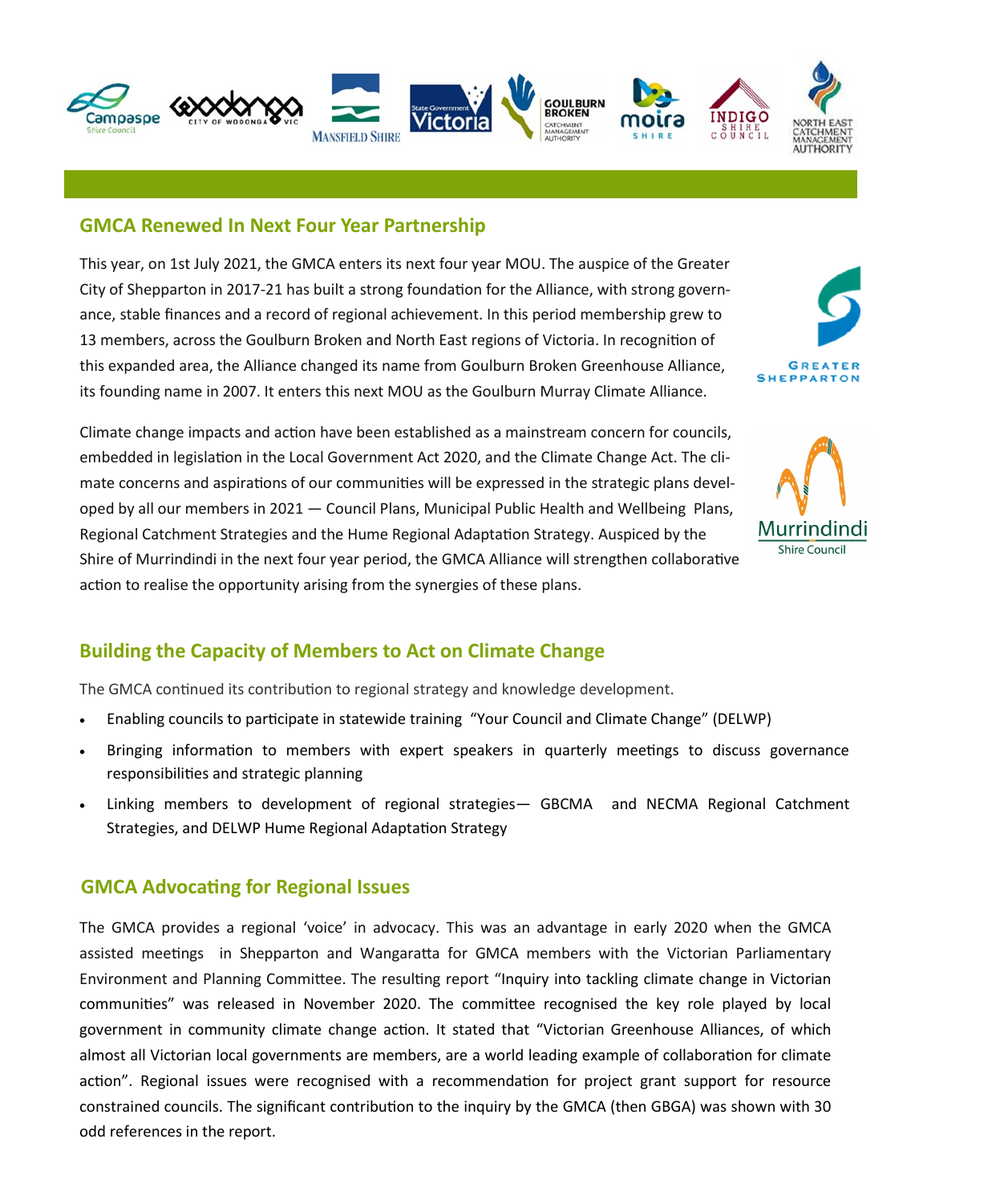## GMCA Renewed In Next Four Year Partnership

This year, on 1st July 2021, the GMCA enters its next four year MOU. The auspice of the Greater City of Shepparton in 2017-21 has built a strong foundation for the Alliance, with strong governance, stable finances and a record of regional achievement. In this period membership grew to 13 members, across the Goulburn Broken and North East regions of Victoria. In recognition of this expanded area, the Alliance changed its name from Goulburn Broken Greenhouse Alliance, its founding name in 2007. It enters this next MOU as the Goulburn Murray Climate Alliance.

Climate change impacts and action have been established as a mainstream concern for councils, embedded in legislation in the Local Government Act 2020, and the Climate Change Act. The climate concerns and aspirations of our communities will be expressed in the strategic plans developed by all our members in 2021 — Council Plans, Municipal Public Health and Wellbeing Plans, Regional Catchment Strategies and the Hume Regional Adaptation Strategy. Auspiced by the Shire of Murrindindi in the next four year period, the GMCA Alliance will strengthen collaborative action to realise the opportunity arising from the synergies of these plans.

## Building the Capacity of Members to Act on Climate Change

The GMCA continued its contribution to regional strategy and knowledge development.

- Enabling councils to participate in statewide training "Your Council and Climate Change" (DELWP)
- Bringing information to members with expert speakers in quarterly meetings to discuss governance responsibilities and strategic planning
- Linking members to development of regional strategies— GBCMA and NECMA Regional Catchment Strategies, and DELWP Hume Regional Adaptation Strategy

## GMCA Advocating for Regional Issues

The GMCA provides a regional 'voice' in advocacy. This was an advantage in early 2020 when the GMCA assisted meetings in Shepparton and Wangaratta for GMCA members with the Victorian Parliamentary Environment and Planning Committee. The resulting report "Inquiry into tackling climate change in Victorian communities" was released in November 2020. The committee recognised the key role played by local government in community climate change action. It stated that "Victorian Greenhouse Alliances, of which almost all Victorian local governments are members, are a world leading example of collaboration for climate action". Regional issues were recognised with a recommendation for project grant support for resource constrained councils. The significant contribution to the inquiry by the GMCA (then GBGA) was shown with 30 odd references in the report.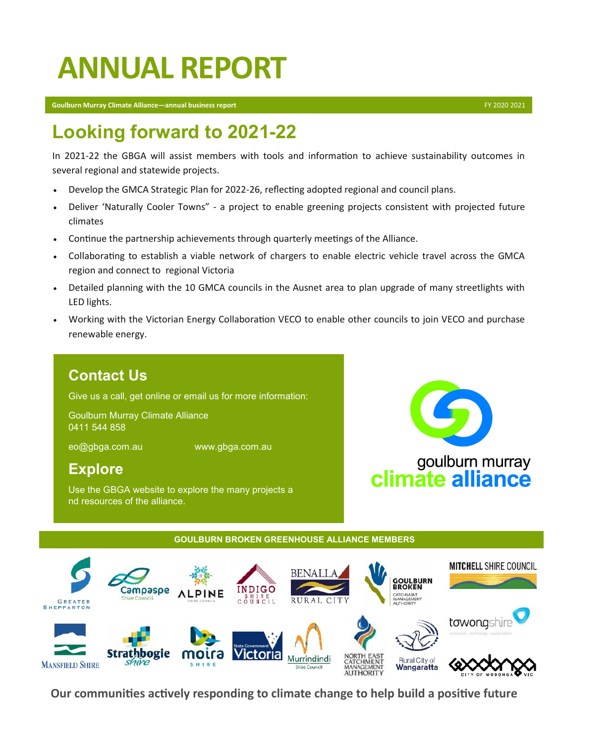# ANNUAL REPORT

**Goulburn Murray Climate Alliance—annual business report** FY 2020 2021

## Looking forward to 2021-22

In 2021-22 the GBGA will assist members with tools and information to achieve sustainability outcomes in several regional and statewide projects.

- Develop the GMCA Strategic Plan for 2022-26, reflecting adopted regional and council plans.
- Deliver 'Naturally Cooler Towns" - a project to enable greening projects consistent with projected future climates
- Continue the partnership achievements through quarterly meetings of the Alliance.
- Collaborating to establish a viable network of chargers to enable electric vehicle travel across the GMCA region and connect to regional Victoria
- Detailed planning with the 10 GMCA councils in the Ausnet area to plan upgrade of many streetlights with LED lights.
- Working with the Victorian Energy Collaboration VECO to enable other councils to join VECO and purchase renewable energy.

### Contact Us

Give us a call, get online or email us for more information:

Goulburn Murray Climate Alliance
0411 544 858

eo@gbga.com.au www.gbga.com.au

### Explore

Use the GBGA website to explore the many projects a nd resources of the alliance.

goulburn murray climate alliance

**GOULBURN BROKEN GREENHOUSE ALLIANCE MEMBERS**

Greater Shepparton, Campaspe Shire Council, Alpine Shire Council, Indigo Shire Council, Benalla Rural City, Goulburn Broken Catchment Management Authority, Mitchell Shire Council, Towong Shire, Mansfield Shire, Strathbogie Shire, Moira Shire, State Government Victoria, Murrindindi Shire Council, North East Catchment Management Authority, Rural City of Wangaratta, City of Wodonga

**Our communities actively responding to climate change to help build a positive future**